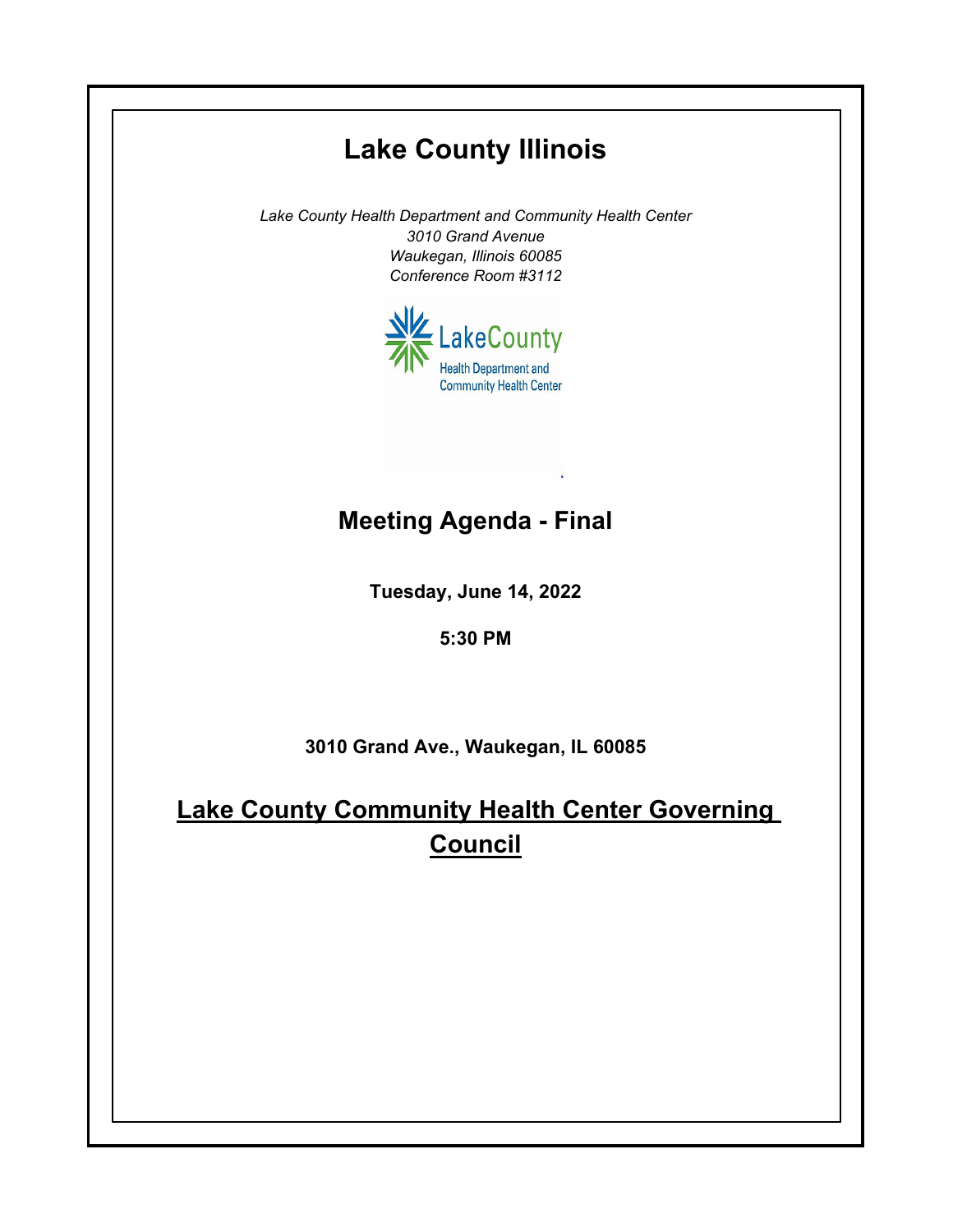# Lake County Illinois

*Lake County Health Department and Community Health Center*
*3010 Grand Avenue*
*Waukegan, Illinois 60085*
*Conference Room #3112*

## Meeting Agenda - Final

**Tuesday, June 14, 2022**

**5:30 PM**

**3010 Grand Ave., Waukegan, IL 60085**

## Lake County Community Health Center Governing Council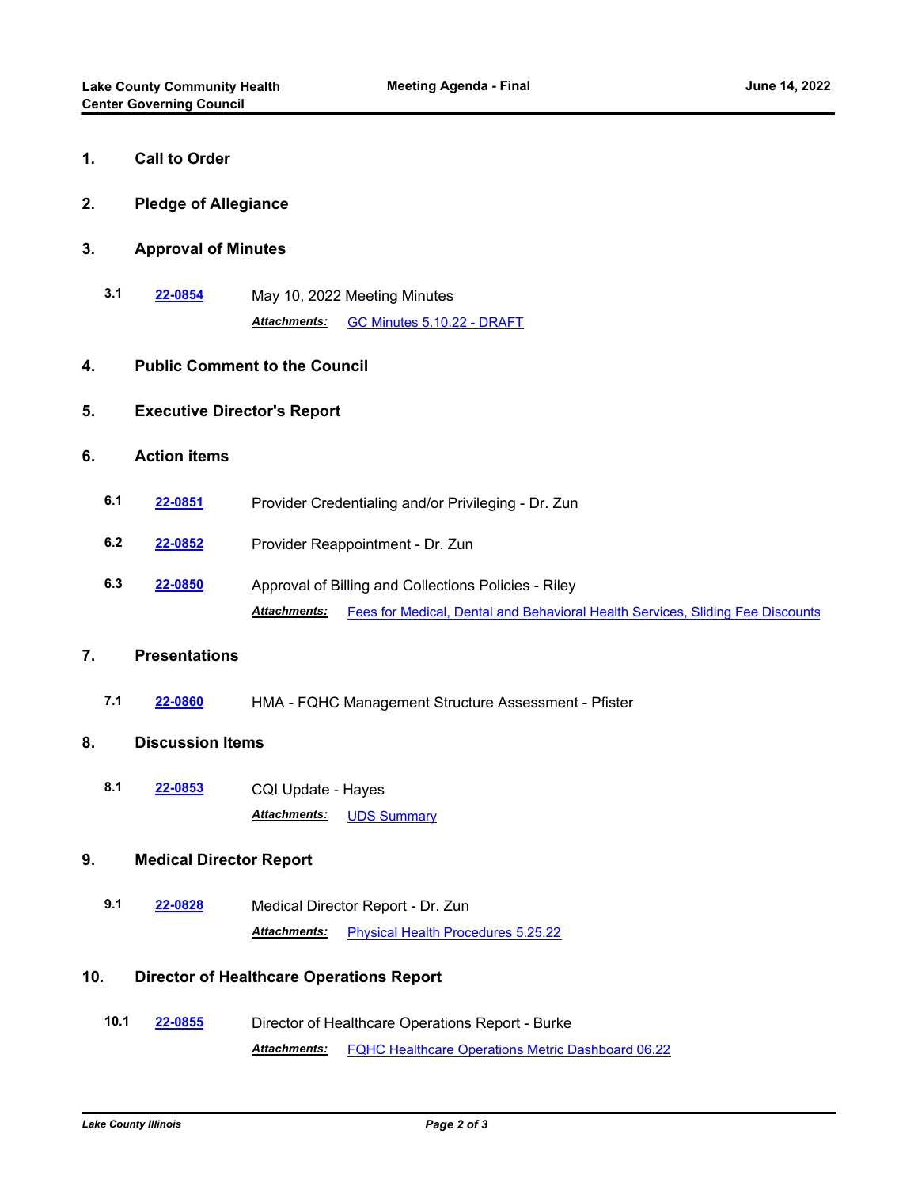## 1. Call to Order

## 2. Pledge of Allegiance

## 3. Approval of Minutes

**3.1** **22-0854** May 10, 2022 Meeting Minutes

***Attachments:*** GC Minutes 5.10.22 - DRAFT

## 4. Public Comment to the Council

## 5. Executive Director's Report

## 6. Action items

**6.1** **22-0851** Provider Credentialing and/or Privileging - Dr. Zun

**6.2** **22-0852** Provider Reappointment - Dr. Zun

**6.3** **22-0850** Approval of Billing and Collections Policies - Riley

***Attachments:*** Fees for Medical, Dental and Behavioral Health Services, Sliding Fee Discounts

## 7. Presentations

**7.1** **22-0860** HMA - FQHC Management Structure Assessment - Pfister

## 8. Discussion Items

**8.1** **22-0853** CQI Update - Hayes

***Attachments:*** UDS Summary

## 9. Medical Director Report

**9.1** **22-0828** Medical Director Report - Dr. Zun

***Attachments:*** Physical Health Procedures 5.25.22

## 10. Director of Healthcare Operations Report

**10.1** **22-0855** Director of Healthcare Operations Report - Burke

***Attachments:*** FQHC Healthcare Operations Metric Dashboard 06.22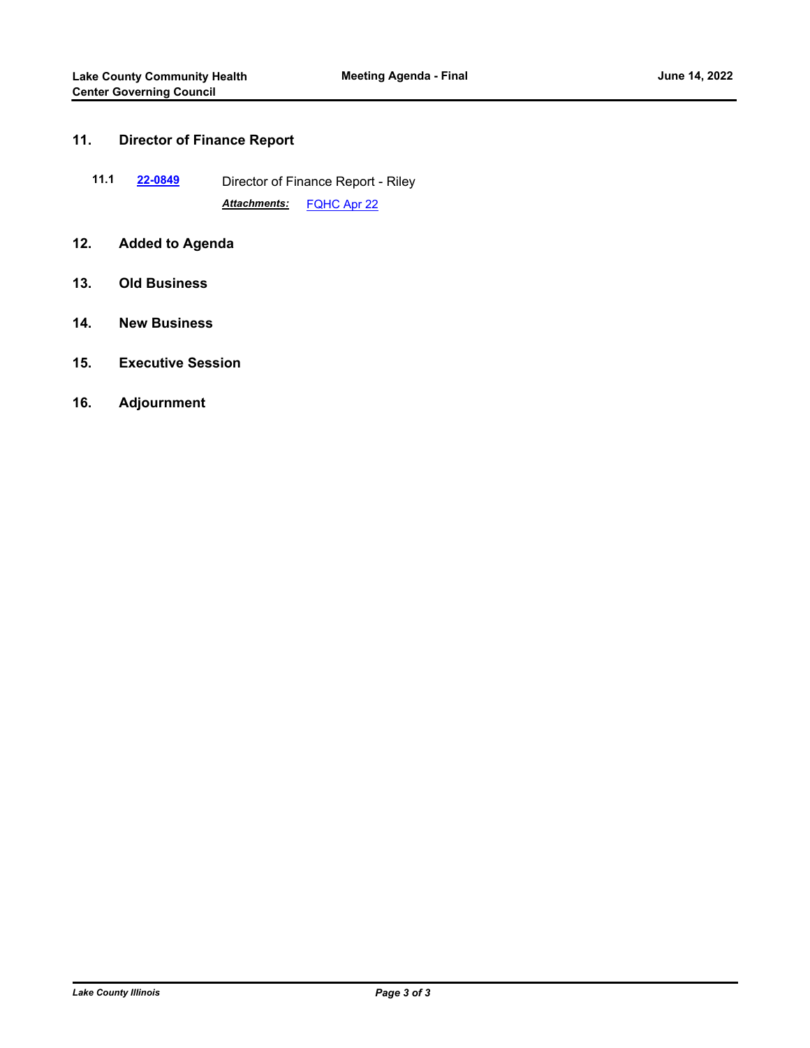## 11. Director of Finance Report

**11.1** **22-0849** Director of Finance Report - Riley

***Attachments:*** FQHC Apr 22

## 12. Added to Agenda

## 13. Old Business

## 14. New Business

## 15. Executive Session

## 16. Adjournment